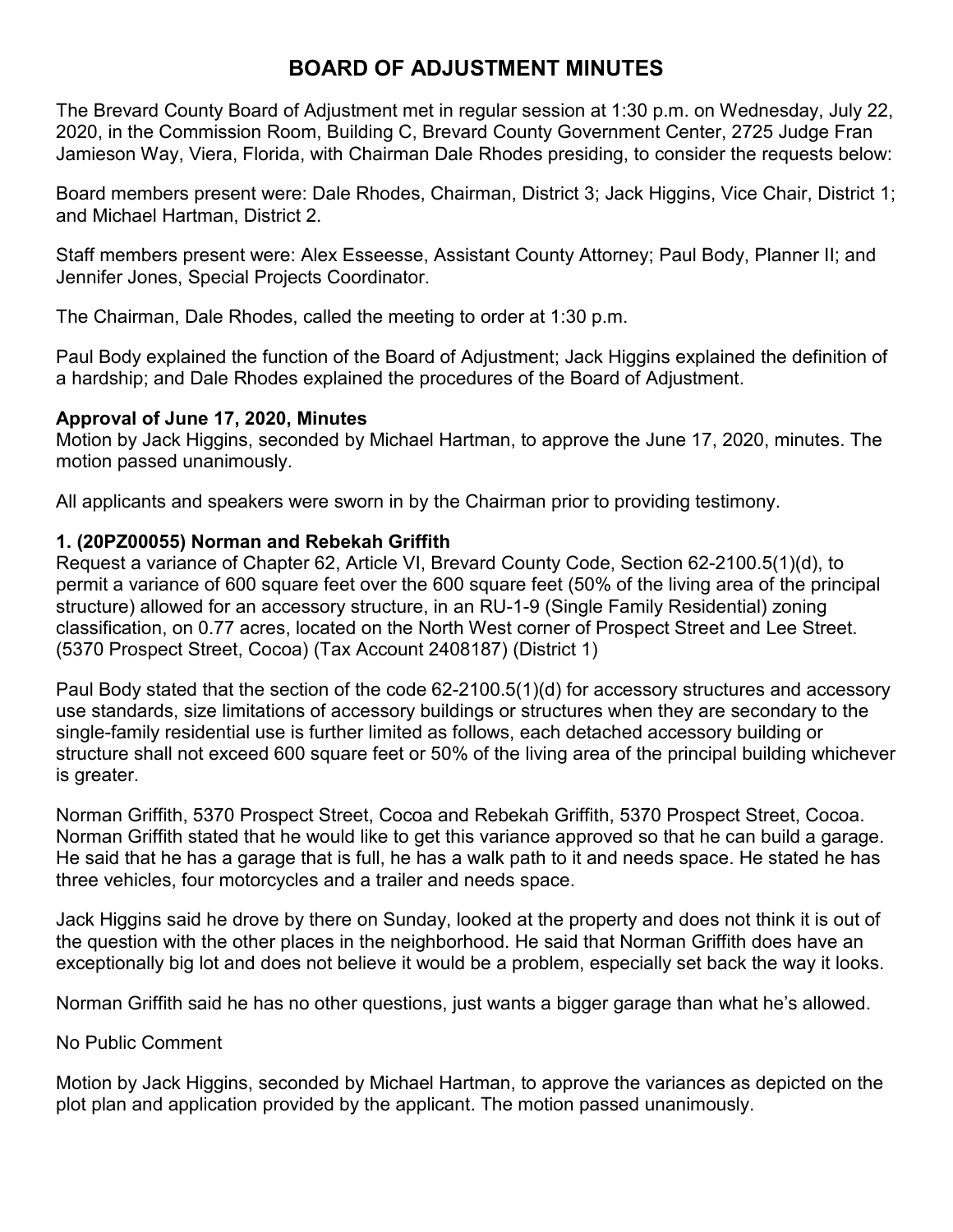# BOARD OF ADJUSTMENT MINUTES

The Brevard County Board of Adjustment met in regular session at 1:30 p.m. on Wednesday, July 22, 2020, in the Commission Room, Building C, Brevard County Government Center, 2725 Judge Fran Jamieson Way, Viera, Florida, with Chairman Dale Rhodes presiding, to consider the requests below:

Board members present were: Dale Rhodes, Chairman, District 3; Jack Higgins, Vice Chair, District 1; and Michael Hartman, District 2.

Staff members present were: Alex Esseesse, Assistant County Attorney; Paul Body, Planner II; and Jennifer Jones, Special Projects Coordinator.

The Chairman, Dale Rhodes, called the meeting to order at 1:30 p.m.

Paul Body explained the function of the Board of Adjustment; Jack Higgins explained the definition of a hardship; and Dale Rhodes explained the procedures of the Board of Adjustment.

**Approval of June 17, 2020, Minutes**
Motion by Jack Higgins, seconded by Michael Hartman, to approve the June 17, 2020, minutes. The motion passed unanimously.

All applicants and speakers were sworn in by the Chairman prior to providing testimony.

**1. (20PZ00055) Norman and Rebekah Griffith**
Request a variance of Chapter 62, Article VI, Brevard County Code, Section 62-2100.5(1)(d), to permit a variance of 600 square feet over the 600 square feet (50% of the living area of the principal structure) allowed for an accessory structure, in an RU-1-9 (Single Family Residential) zoning classification, on 0.77 acres, located on the North West corner of Prospect Street and Lee Street. (5370 Prospect Street, Cocoa) (Tax Account 2408187) (District 1)

Paul Body stated that the section of the code 62-2100.5(1)(d) for accessory structures and accessory use standards, size limitations of accessory buildings or structures when they are secondary to the single-family residential use is further limited as follows, each detached accessory building or structure shall not exceed 600 square feet or 50% of the living area of the principal building whichever is greater.

Norman Griffith, 5370 Prospect Street, Cocoa and Rebekah Griffith, 5370 Prospect Street, Cocoa. Norman Griffith stated that he would like to get this variance approved so that he can build a garage. He said that he has a garage that is full, he has a walk path to it and needs space. He stated he has three vehicles, four motorcycles and a trailer and needs space.

Jack Higgins said he drove by there on Sunday, looked at the property and does not think it is out of the question with the other places in the neighborhood. He said that Norman Griffith does have an exceptionally big lot and does not believe it would be a problem, especially set back the way it looks.

Norman Griffith said he has no other questions, just wants a bigger garage than what he's allowed.

No Public Comment

Motion by Jack Higgins, seconded by Michael Hartman, to approve the variances as depicted on the plot plan and application provided by the applicant. The motion passed unanimously.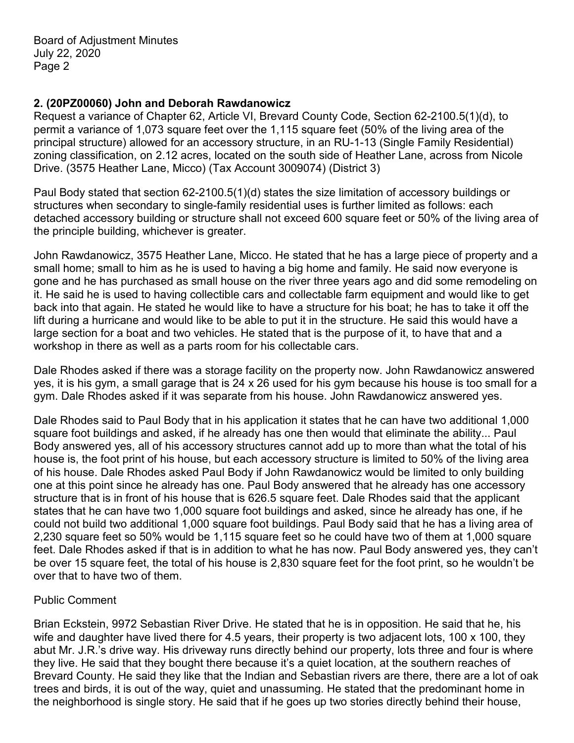**2. (20PZ00060) John and Deborah Rawdanowicz**

Request a variance of Chapter 62, Article VI, Brevard County Code, Section 62-2100.5(1)(d), to permit a variance of 1,073 square feet over the 1,115 square feet (50% of the living area of the principal structure) allowed for an accessory structure, in an RU-1-13 (Single Family Residential) zoning classification, on 2.12 acres, located on the south side of Heather Lane, across from Nicole Drive. (3575 Heather Lane, Micco) (Tax Account 3009074) (District 3)

Paul Body stated that section 62-2100.5(1)(d) states the size limitation of accessory buildings or structures when secondary to single-family residential uses is further limited as follows: each detached accessory building or structure shall not exceed 600 square feet or 50% of the living area of the principle building, whichever is greater.

John Rawdanowicz, 3575 Heather Lane, Micco. He stated that he has a large piece of property and a small home; small to him as he is used to having a big home and family. He said now everyone is gone and he has purchased as small house on the river three years ago and did some remodeling on it. He said he is used to having collectible cars and collectable farm equipment and would like to get back into that again. He stated he would like to have a structure for his boat; he has to take it off the lift during a hurricane and would like to be able to put it in the structure. He said this would have a large section for a boat and two vehicles. He stated that is the purpose of it, to have that and a workshop in there as well as a parts room for his collectable cars.

Dale Rhodes asked if there was a storage facility on the property now. John Rawdanowicz answered yes, it is his gym, a small garage that is 24 x 26 used for his gym because his house is too small for a gym. Dale Rhodes asked if it was separate from his house. John Rawdanowicz answered yes.

Dale Rhodes said to Paul Body that in his application it states that he can have two additional 1,000 square foot buildings and asked, if he already has one then would that eliminate the ability... Paul Body answered yes, all of his accessory structures cannot add up to more than what the total of his house is, the foot print of his house, but each accessory structure is limited to 50% of the living area of his house. Dale Rhodes asked Paul Body if John Rawdanowicz would be limited to only building one at this point since he already has one. Paul Body answered that he already has one accessory structure that is in front of his house that is 626.5 square feet. Dale Rhodes said that the applicant states that he can have two 1,000 square foot buildings and asked, since he already has one, if he could not build two additional 1,000 square foot buildings. Paul Body said that he has a living area of 2,230 square feet so 50% would be 1,115 square feet so he could have two of them at 1,000 square feet. Dale Rhodes asked if that is in addition to what he has now. Paul Body answered yes, they can't be over 15 square feet, the total of his house is 2,830 square feet for the foot print, so he wouldn't be over that to have two of them.

Public Comment

Brian Eckstein, 9972 Sebastian River Drive. He stated that he is in opposition. He said that he, his wife and daughter have lived there for 4.5 years, their property is two adjacent lots, 100 x 100, they abut Mr. J.R.'s drive way. His driveway runs directly behind our property, lots three and four is where they live. He said that they bought there because it's a quiet location, at the southern reaches of Brevard County. He said they like that the Indian and Sebastian rivers are there, there are a lot of oak trees and birds, it is out of the way, quiet and unassuming. He stated that the predominant home in the neighborhood is single story. He said that if he goes up two stories directly behind their house,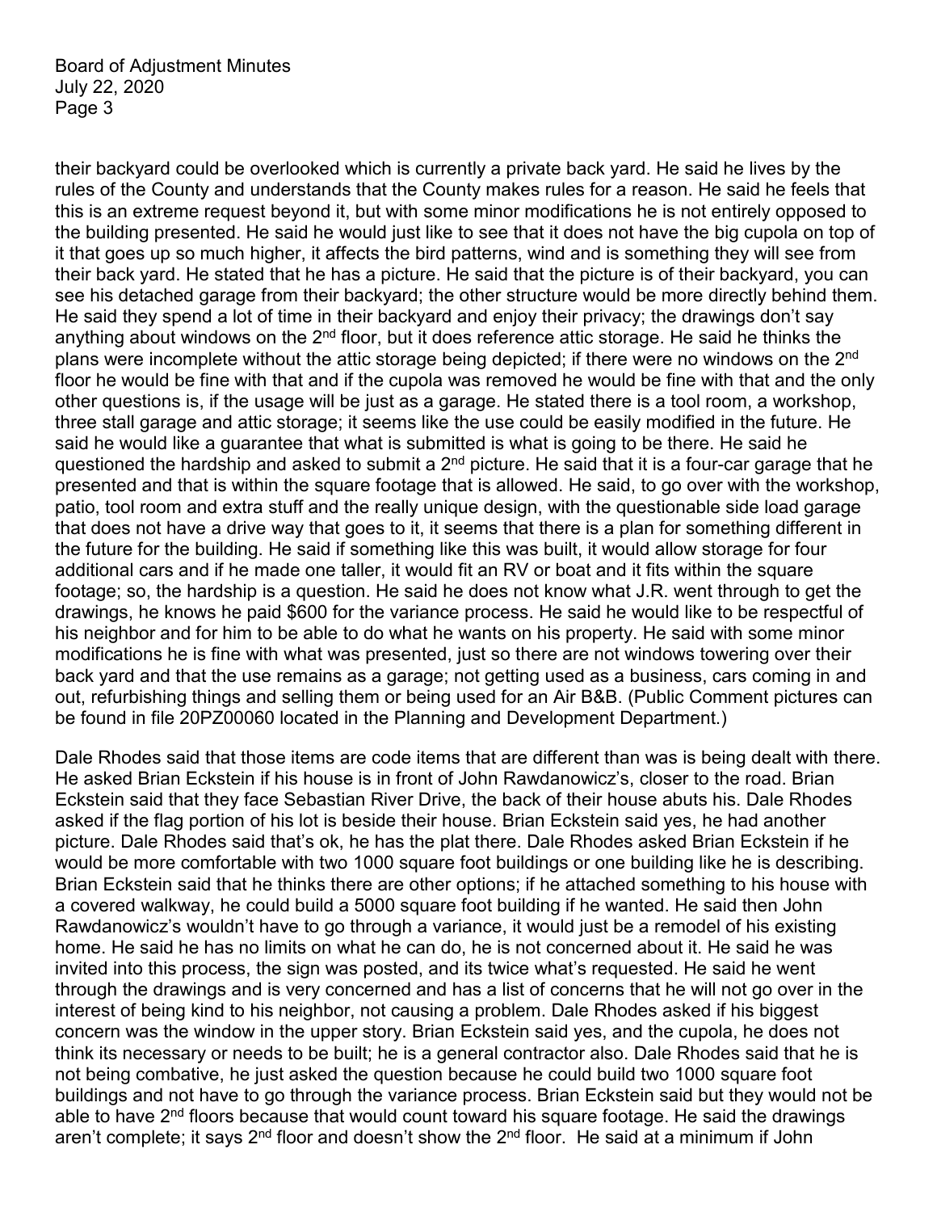their backyard could be overlooked which is currently a private back yard. He said he lives by the rules of the County and understands that the County makes rules for a reason. He said he feels that this is an extreme request beyond it, but with some minor modifications he is not entirely opposed to the building presented. He said he would just like to see that it does not have the big cupola on top of it that goes up so much higher, it affects the bird patterns, wind and is something they will see from their back yard. He stated that he has a picture. He said that the picture is of their backyard, you can see his detached garage from their backyard; the other structure would be more directly behind them. He said they spend a lot of time in their backyard and enjoy their privacy; the drawings don't say anything about windows on the 2nd floor, but it does reference attic storage. He said he thinks the plans were incomplete without the attic storage being depicted; if there were no windows on the 2nd floor he would be fine with that and if the cupola was removed he would be fine with that and the only other questions is, if the usage will be just as a garage. He stated there is a tool room, a workshop, three stall garage and attic storage; it seems like the use could be easily modified in the future. He said he would like a guarantee that what is submitted is what is going to be there. He said he questioned the hardship and asked to submit a 2nd picture. He said that it is a four-car garage that he presented and that is within the square footage that is allowed. He said, to go over with the workshop, patio, tool room and extra stuff and the really unique design, with the questionable side load garage that does not have a drive way that goes to it, it seems that there is a plan for something different in the future for the building. He said if something like this was built, it would allow storage for four additional cars and if he made one taller, it would fit an RV or boat and it fits within the square footage; so, the hardship is a question. He said he does not know what J.R. went through to get the drawings, he knows he paid $600 for the variance process. He said he would like to be respectful of his neighbor and for him to be able to do what he wants on his property. He said with some minor modifications he is fine with what was presented, just so there are not windows towering over their back yard and that the use remains as a garage; not getting used as a business, cars coming in and out, refurbishing things and selling them or being used for an Air B&B. (Public Comment pictures can be found in file 20PZ00060 located in the Planning and Development Department.)

Dale Rhodes said that those items are code items that are different than was is being dealt with there. He asked Brian Eckstein if his house is in front of John Rawdanowicz's, closer to the road. Brian Eckstein said that they face Sebastian River Drive, the back of their house abuts his. Dale Rhodes asked if the flag portion of his lot is beside their house. Brian Eckstein said yes, he had another picture. Dale Rhodes said that's ok, he has the plat there. Dale Rhodes asked Brian Eckstein if he would be more comfortable with two 1000 square foot buildings or one building like he is describing. Brian Eckstein said that he thinks there are other options; if he attached something to his house with a covered walkway, he could build a 5000 square foot building if he wanted. He said then John Rawdanowicz's wouldn't have to go through a variance, it would just be a remodel of his existing home. He said he has no limits on what he can do, he is not concerned about it. He said he was invited into this process, the sign was posted, and its twice what's requested. He said he went through the drawings and is very concerned and has a list of concerns that he will not go over in the interest of being kind to his neighbor, not causing a problem. Dale Rhodes asked if his biggest concern was the window in the upper story. Brian Eckstein said yes, and the cupola, he does not think its necessary or needs to be built; he is a general contractor also. Dale Rhodes said that he is not being combative, he just asked the question because he could build two 1000 square foot buildings and not have to go through the variance process. Brian Eckstein said but they would not be able to have 2nd floors because that would count toward his square footage. He said the drawings aren't complete; it says 2nd floor and doesn't show the 2nd floor. He said at a minimum if John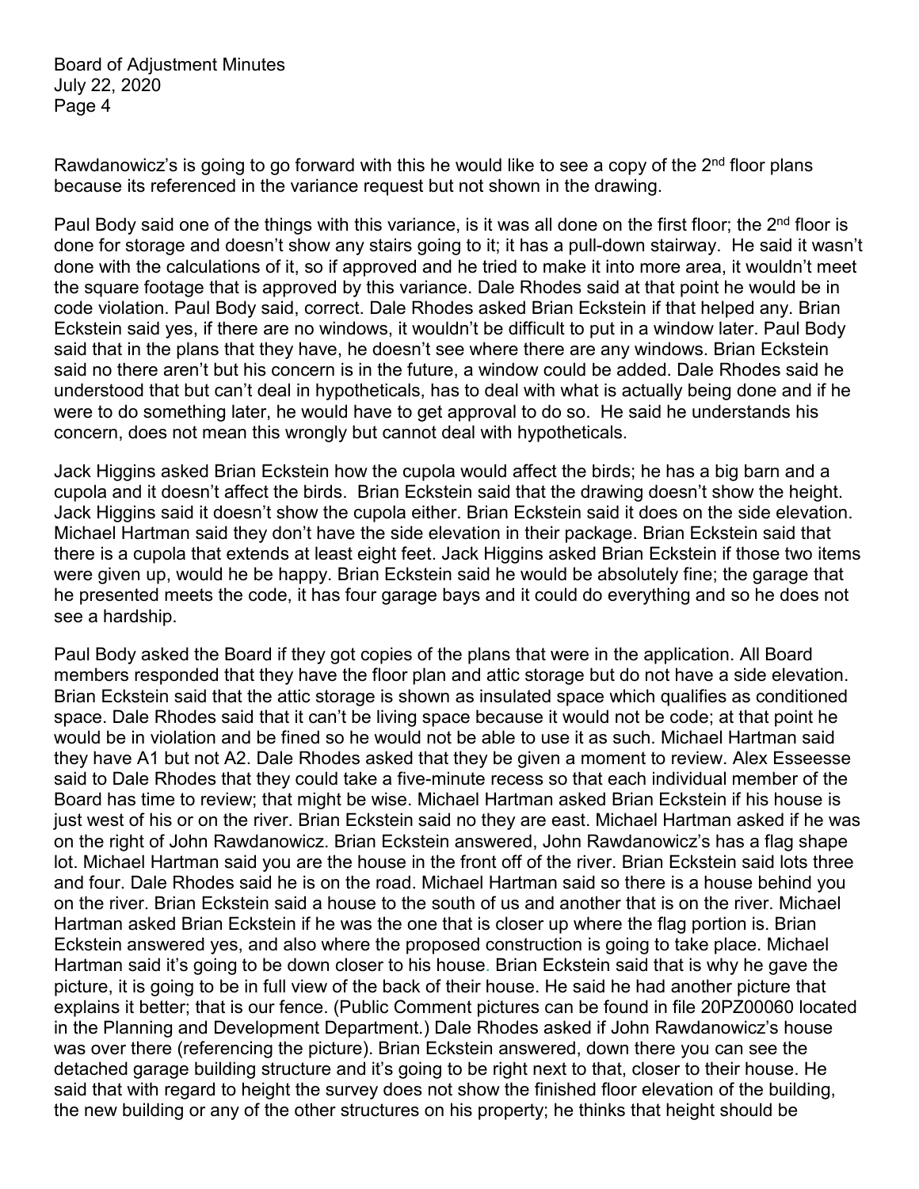Rawdanowicz's is going to go forward with this he would like to see a copy of the 2nd floor plans because its referenced in the variance request but not shown in the drawing.

Paul Body said one of the things with this variance, is it was all done on the first floor; the 2nd floor is done for storage and doesn't show any stairs going to it; it has a pull-down stairway. He said it wasn't done with the calculations of it, so if approved and he tried to make it into more area, it wouldn't meet the square footage that is approved by this variance. Dale Rhodes said at that point he would be in code violation. Paul Body said, correct. Dale Rhodes asked Brian Eckstein if that helped any. Brian Eckstein said yes, if there are no windows, it wouldn't be difficult to put in a window later. Paul Body said that in the plans that they have, he doesn't see where there are any windows. Brian Eckstein said no there aren't but his concern is in the future, a window could be added. Dale Rhodes said he understood that but can't deal in hypotheticals, has to deal with what is actually being done and if he were to do something later, he would have to get approval to do so. He said he understands his concern, does not mean this wrongly but cannot deal with hypotheticals.

Jack Higgins asked Brian Eckstein how the cupola would affect the birds; he has a big barn and a cupola and it doesn't affect the birds. Brian Eckstein said that the drawing doesn't show the height. Jack Higgins said it doesn't show the cupola either. Brian Eckstein said it does on the side elevation. Michael Hartman said they don't have the side elevation in their package. Brian Eckstein said that there is a cupola that extends at least eight feet. Jack Higgins asked Brian Eckstein if those two items were given up, would he be happy. Brian Eckstein said he would be absolutely fine; the garage that he presented meets the code, it has four garage bays and it could do everything and so he does not see a hardship.

Paul Body asked the Board if they got copies of the plans that were in the application. All Board members responded that they have the floor plan and attic storage but do not have a side elevation. Brian Eckstein said that the attic storage is shown as insulated space which qualifies as conditioned space. Dale Rhodes said that it can't be living space because it would not be code; at that point he would be in violation and be fined so he would not be able to use it as such. Michael Hartman said they have A1 but not A2. Dale Rhodes asked that they be given a moment to review. Alex Esseesse said to Dale Rhodes that they could take a five-minute recess so that each individual member of the Board has time to review; that might be wise. Michael Hartman asked Brian Eckstein if his house is just west of his or on the river. Brian Eckstein said no they are east. Michael Hartman asked if he was on the right of John Rawdanowicz. Brian Eckstein answered, John Rawdanowicz's has a flag shape lot. Michael Hartman said you are the house in the front off of the river. Brian Eckstein said lots three and four. Dale Rhodes said he is on the road. Michael Hartman said so there is a house behind you on the river. Brian Eckstein said a house to the south of us and another that is on the river. Michael Hartman asked Brian Eckstein if he was the one that is closer up where the flag portion is. Brian Eckstein answered yes, and also where the proposed construction is going to take place. Michael Hartman said it's going to be down closer to his house. Brian Eckstein said that is why he gave the picture, it is going to be in full view of the back of their house. He said he had another picture that explains it better; that is our fence. (Public Comment pictures can be found in file 20PZ00060 located in the Planning and Development Department.) Dale Rhodes asked if John Rawdanowicz's house was over there (referencing the picture). Brian Eckstein answered, down there you can see the detached garage building structure and it's going to be right next to that, closer to their house. He said that with regard to height the survey does not show the finished floor elevation of the building, the new building or any of the other structures on his property; he thinks that height should be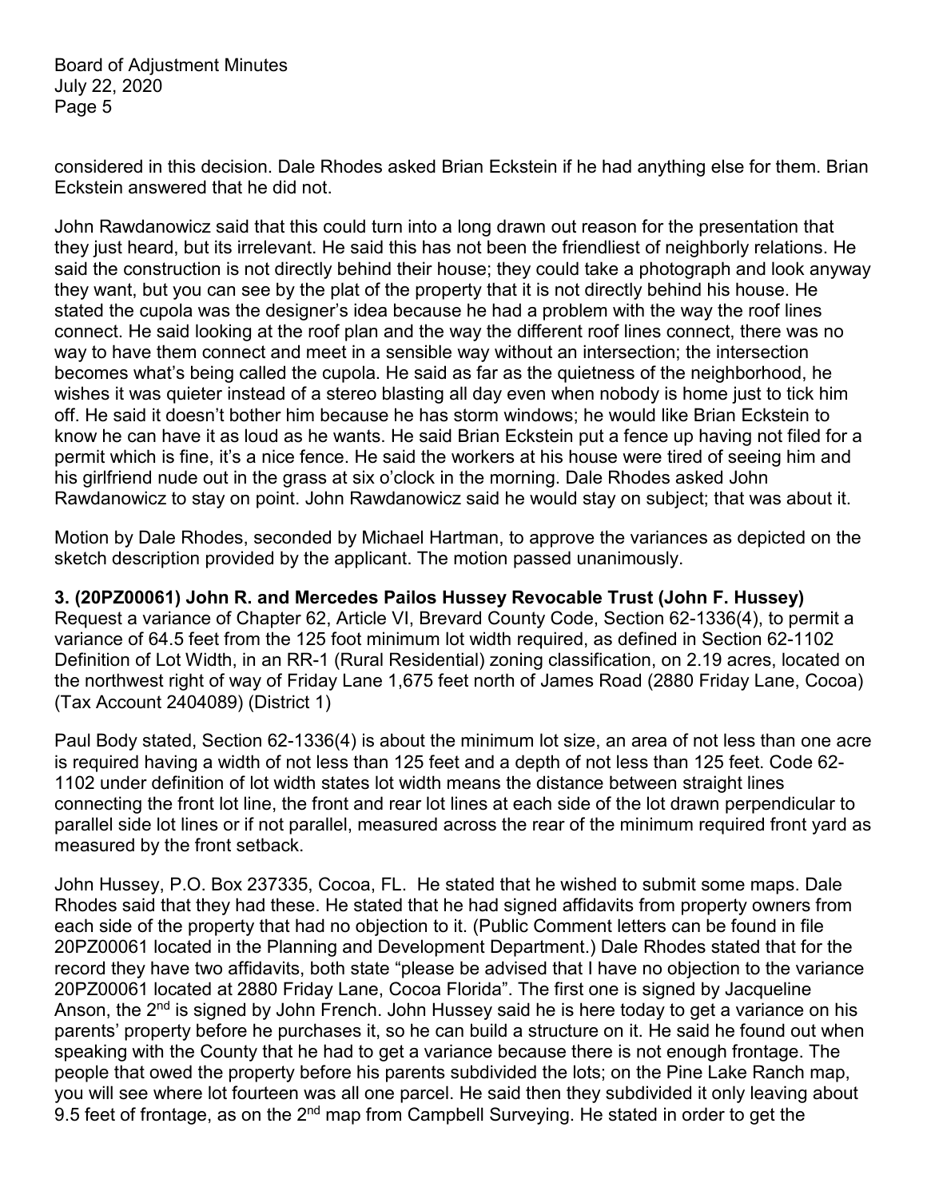considered in this decision. Dale Rhodes asked Brian Eckstein if he had anything else for them. Brian Eckstein answered that he did not.

John Rawdanowicz said that this could turn into a long drawn out reason for the presentation that they just heard, but its irrelevant. He said this has not been the friendliest of neighborly relations. He said the construction is not directly behind their house; they could take a photograph and look anyway they want, but you can see by the plat of the property that it is not directly behind his house. He stated the cupola was the designer's idea because he had a problem with the way the roof lines connect. He said looking at the roof plan and the way the different roof lines connect, there was no way to have them connect and meet in a sensible way without an intersection; the intersection becomes what's being called the cupola. He said as far as the quietness of the neighborhood, he wishes it was quieter instead of a stereo blasting all day even when nobody is home just to tick him off. He said it doesn't bother him because he has storm windows; he would like Brian Eckstein to know he can have it as loud as he wants. He said Brian Eckstein put a fence up having not filed for a permit which is fine, it's a nice fence. He said the workers at his house were tired of seeing him and his girlfriend nude out in the grass at six o'clock in the morning. Dale Rhodes asked John Rawdanowicz to stay on point. John Rawdanowicz said he would stay on subject; that was about it.

Motion by Dale Rhodes, seconded by Michael Hartman, to approve the variances as depicted on the sketch description provided by the applicant. The motion passed unanimously.

**3. (20PZ00061) John R. and Mercedes Pailos Hussey Revocable Trust (John F. Hussey)** Request a variance of Chapter 62, Article VI, Brevard County Code, Section 62-1336(4), to permit a variance of 64.5 feet from the 125 foot minimum lot width required, as defined in Section 62-1102 Definition of Lot Width, in an RR-1 (Rural Residential) zoning classification, on 2.19 acres, located on the northwest right of way of Friday Lane 1,675 feet north of James Road (2880 Friday Lane, Cocoa) (Tax Account 2404089) (District 1)

Paul Body stated, Section 62-1336(4) is about the minimum lot size, an area of not less than one acre is required having a width of not less than 125 feet and a depth of not less than 125 feet. Code 62-1102 under definition of lot width states lot width means the distance between straight lines connecting the front lot line, the front and rear lot lines at each side of the lot drawn perpendicular to parallel side lot lines or if not parallel, measured across the rear of the minimum required front yard as measured by the front setback.

John Hussey, P.O. Box 237335, Cocoa, FL. He stated that he wished to submit some maps. Dale Rhodes said that they had these. He stated that he had signed affidavits from property owners from each side of the property that had no objection to it. (Public Comment letters can be found in file 20PZ00061 located in the Planning and Development Department.) Dale Rhodes stated that for the record they have two affidavits, both state "please be advised that I have no objection to the variance 20PZ00061 located at 2880 Friday Lane, Cocoa Florida". The first one is signed by Jacqueline Anson, the 2nd is signed by John French. John Hussey said he is here today to get a variance on his parents' property before he purchases it, so he can build a structure on it. He said he found out when speaking with the County that he had to get a variance because there is not enough frontage. The people that owed the property before his parents subdivided the lots; on the Pine Lake Ranch map, you will see where lot fourteen was all one parcel. He said then they subdivided it only leaving about 9.5 feet of frontage, as on the 2nd map from Campbell Surveying. He stated in order to get the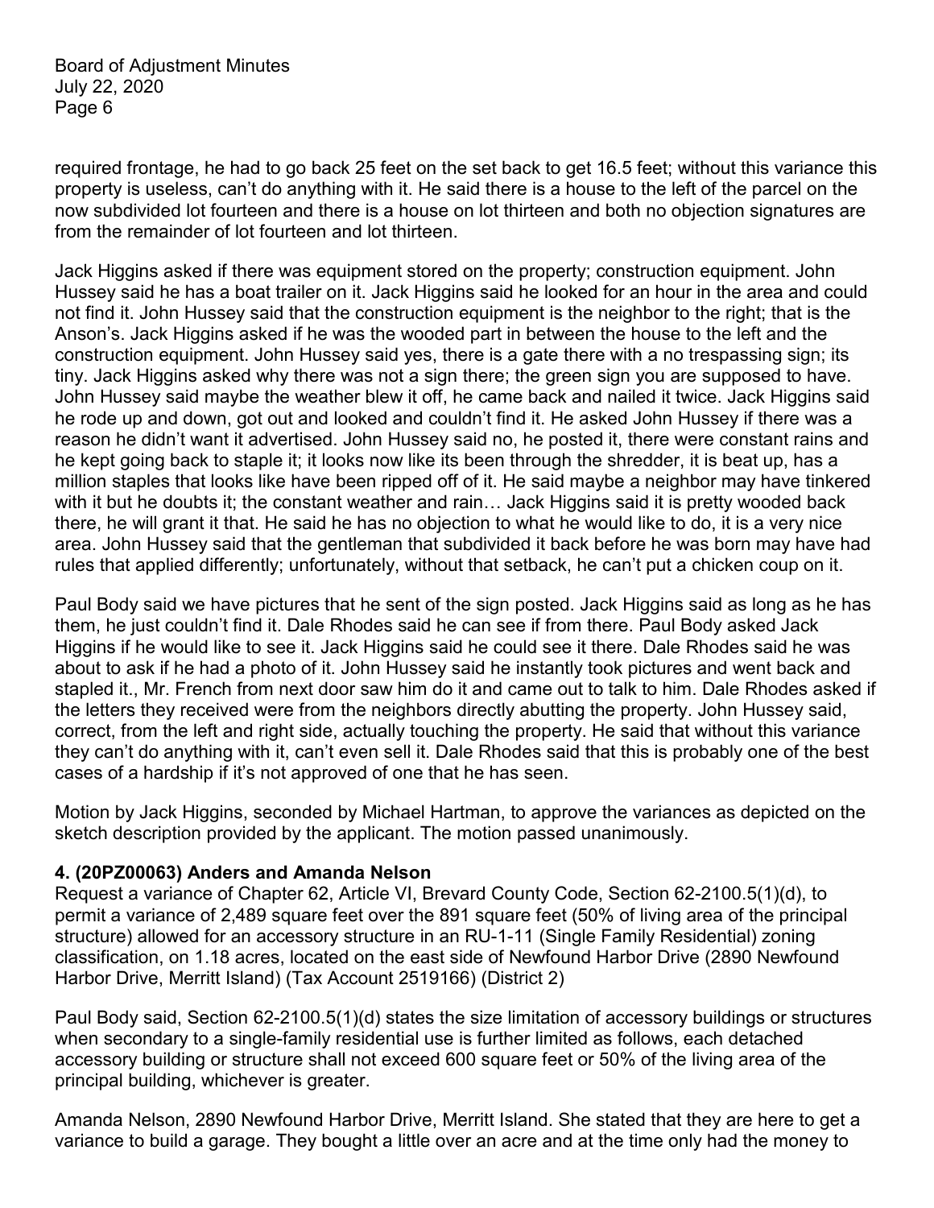required frontage, he had to go back 25 feet on the set back to get 16.5 feet; without this variance this property is useless, can't do anything with it. He said there is a house to the left of the parcel on the now subdivided lot fourteen and there is a house on lot thirteen and both no objection signatures are from the remainder of lot fourteen and lot thirteen.

Jack Higgins asked if there was equipment stored on the property; construction equipment. John Hussey said he has a boat trailer on it. Jack Higgins said he looked for an hour in the area and could not find it. John Hussey said that the construction equipment is the neighbor to the right; that is the Anson's. Jack Higgins asked if he was the wooded part in between the house to the left and the construction equipment. John Hussey said yes, there is a gate there with a no trespassing sign; its tiny. Jack Higgins asked why there was not a sign there; the green sign you are supposed to have. John Hussey said maybe the weather blew it off, he came back and nailed it twice. Jack Higgins said he rode up and down, got out and looked and couldn't find it. He asked John Hussey if there was a reason he didn't want it advertised. John Hussey said no, he posted it, there were constant rains and he kept going back to staple it; it looks now like its been through the shredder, it is beat up, has a million staples that looks like have been ripped off of it. He said maybe a neighbor may have tinkered with it but he doubts it; the constant weather and rain… Jack Higgins said it is pretty wooded back there, he will grant it that. He said he has no objection to what he would like to do, it is a very nice area. John Hussey said that the gentleman that subdivided it back before he was born may have had rules that applied differently; unfortunately, without that setback, he can't put a chicken coup on it.

Paul Body said we have pictures that he sent of the sign posted. Jack Higgins said as long as he has them, he just couldn't find it. Dale Rhodes said he can see if from there. Paul Body asked Jack Higgins if he would like to see it. Jack Higgins said he could see it there. Dale Rhodes said he was about to ask if he had a photo of it. John Hussey said he instantly took pictures and went back and stapled it., Mr. French from next door saw him do it and came out to talk to him. Dale Rhodes asked if the letters they received were from the neighbors directly abutting the property. John Hussey said, correct, from the left and right side, actually touching the property. He said that without this variance they can't do anything with it, can't even sell it. Dale Rhodes said that this is probably one of the best cases of a hardship if it's not approved of one that he has seen.

Motion by Jack Higgins, seconded by Michael Hartman, to approve the variances as depicted on the sketch description provided by the applicant. The motion passed unanimously.

**4. (20PZ00063) Anders and Amanda Nelson**

Request a variance of Chapter 62, Article VI, Brevard County Code, Section 62-2100.5(1)(d), to permit a variance of 2,489 square feet over the 891 square feet (50% of living area of the principal structure) allowed for an accessory structure in an RU-1-11 (Single Family Residential) zoning classification, on 1.18 acres, located on the east side of Newfound Harbor Drive (2890 Newfound Harbor Drive, Merritt Island) (Tax Account 2519166) (District 2)

Paul Body said, Section 62-2100.5(1)(d) states the size limitation of accessory buildings or structures when secondary to a single-family residential use is further limited as follows, each detached accessory building or structure shall not exceed 600 square feet or 50% of the living area of the principal building, whichever is greater.

Amanda Nelson, 2890 Newfound Harbor Drive, Merritt Island. She stated that they are here to get a variance to build a garage. They bought a little over an acre and at the time only had the money to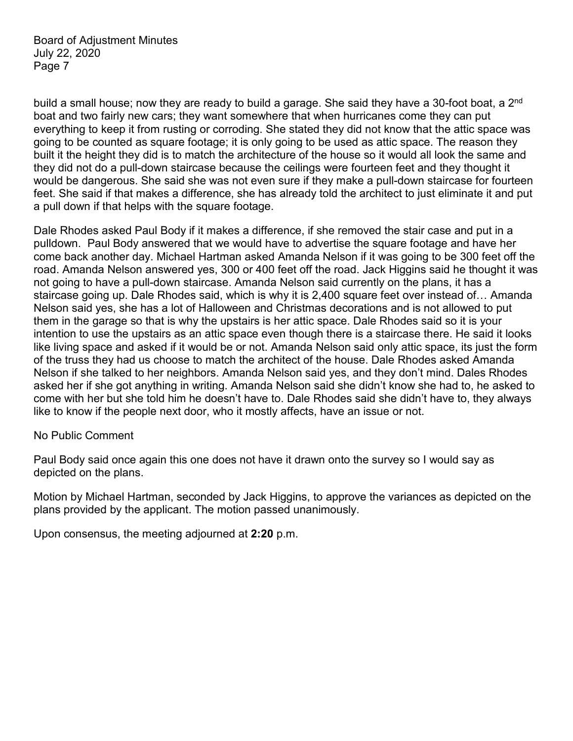build a small house; now they are ready to build a garage. She said they have a 30-foot boat, a 2nd boat and two fairly new cars; they want somewhere that when hurricanes come they can put everything to keep it from rusting or corroding. She stated they did not know that the attic space was going to be counted as square footage; it is only going to be used as attic space. The reason they built it the height they did is to match the architecture of the house so it would all look the same and they did not do a pull-down staircase because the ceilings were fourteen feet and they thought it would be dangerous. She said she was not even sure if they make a pull-down staircase for fourteen feet. She said if that makes a difference, she has already told the architect to just eliminate it and put a pull down if that helps with the square footage.

Dale Rhodes asked Paul Body if it makes a difference, if she removed the stair case and put in a pulldown. Paul Body answered that we would have to advertise the square footage and have her come back another day. Michael Hartman asked Amanda Nelson if it was going to be 300 feet off the road. Amanda Nelson answered yes, 300 or 400 feet off the road. Jack Higgins said he thought it was not going to have a pull-down staircase. Amanda Nelson said currently on the plans, it has a staircase going up. Dale Rhodes said, which is why it is 2,400 square feet over instead of… Amanda Nelson said yes, she has a lot of Halloween and Christmas decorations and is not allowed to put them in the garage so that is why the upstairs is her attic space. Dale Rhodes said so it is your intention to use the upstairs as an attic space even though there is a staircase there. He said it looks like living space and asked if it would be or not. Amanda Nelson said only attic space, its just the form of the truss they had us choose to match the architect of the house. Dale Rhodes asked Amanda Nelson if she talked to her neighbors. Amanda Nelson said yes, and they don't mind. Dales Rhodes asked her if she got anything in writing. Amanda Nelson said she didn't know she had to, he asked to come with her but she told him he doesn't have to. Dale Rhodes said she didn't have to, they always like to know if the people next door, who it mostly affects, have an issue or not.

No Public Comment

Paul Body said once again this one does not have it drawn onto the survey so I would say as depicted on the plans.

Motion by Michael Hartman, seconded by Jack Higgins, to approve the variances as depicted on the plans provided by the applicant. The motion passed unanimously.

Upon consensus, the meeting adjourned at **2:20** p.m.